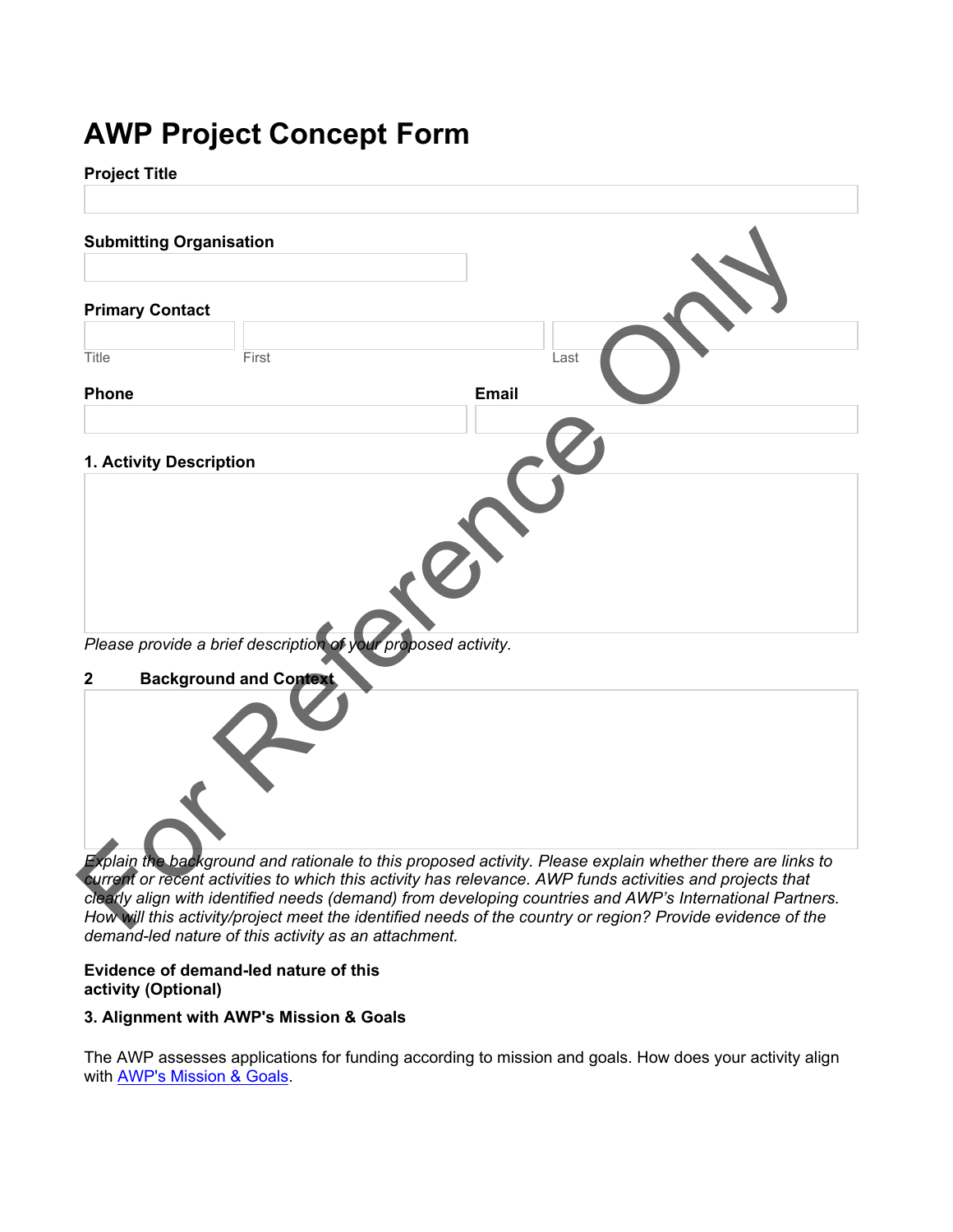# AWP Project Concept Form

**Project Title**

**Submitting Organisation**

**Primary Contact**

Title | First | Last

**Phone**

**Email**

**1. Activity Description**

*Please provide a brief description of your proposed activity.*

**2 Background and Context**

*Explain the background and rationale to this proposed activity. Please explain whether there are links to current or recent activities to which this activity has relevance. AWP funds activities and projects that clearly align with identified needs (demand) from developing countries and AWP's International Partners. How will this activity/project meet the identified needs of the country or region? Provide evidence of the demand-led nature of this activity as an attachment.*

**Evidence of demand-led nature of this activity (Optional)**

**3. Alignment with AWP's Mission & Goals**

The AWP assesses applications for funding according to mission and goals. How does your activity align with AWP's Mission & Goals.

For Reference Only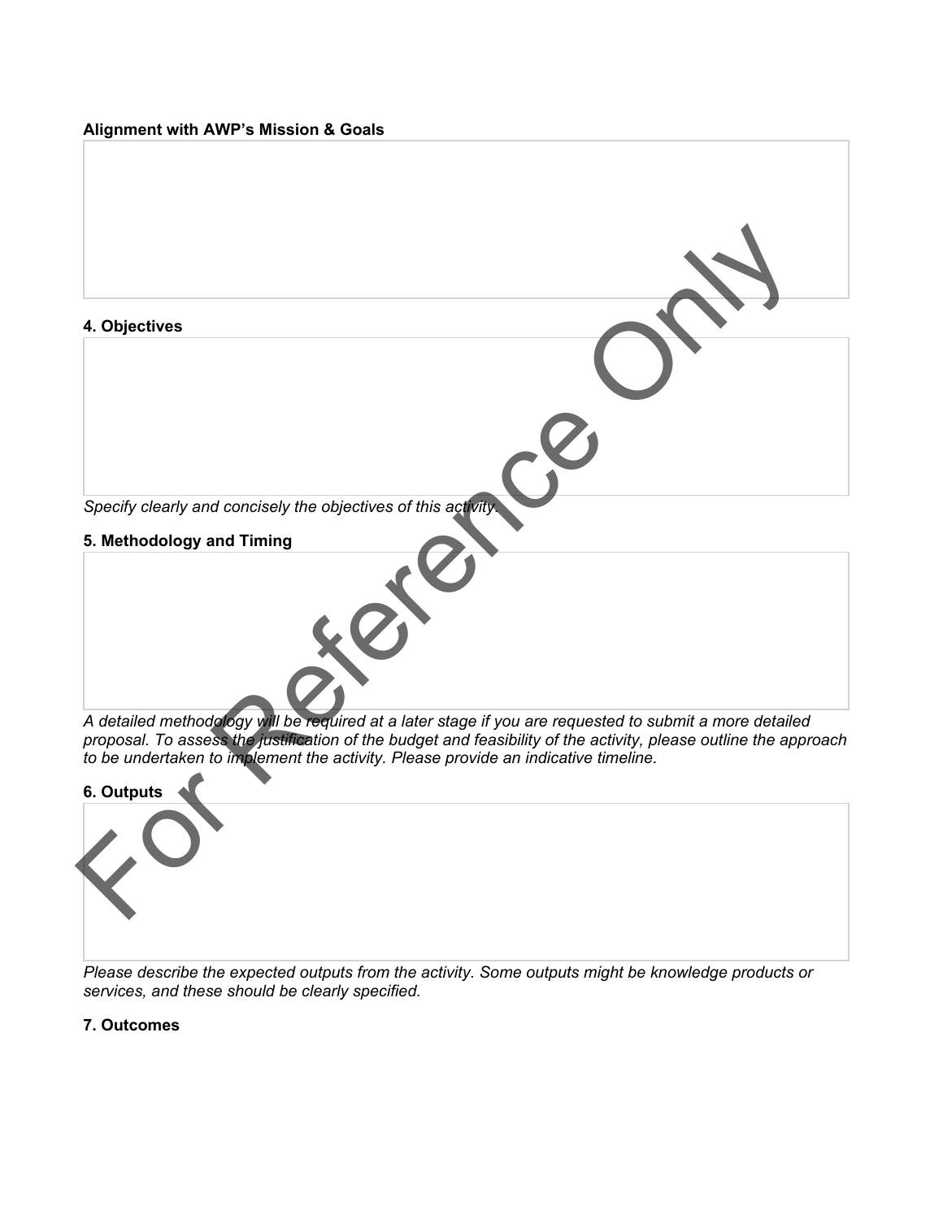**Alignment with AWP's Mission & Goals**

**4. Objectives**

*Specify clearly and concisely the objectives of this activity.*

**5. Methodology and Timing**

*A detailed methodology will be required at a later stage if you are requested to submit a more detailed proposal. To assess the justification of the budget and feasibility of the activity, please outline the approach to be undertaken to implement the activity. Please provide an indicative timeline.*

**6. Outputs**

*Please describe the expected outputs from the activity. Some outputs might be knowledge products or services, and these should be clearly specified.*

**7. Outcomes**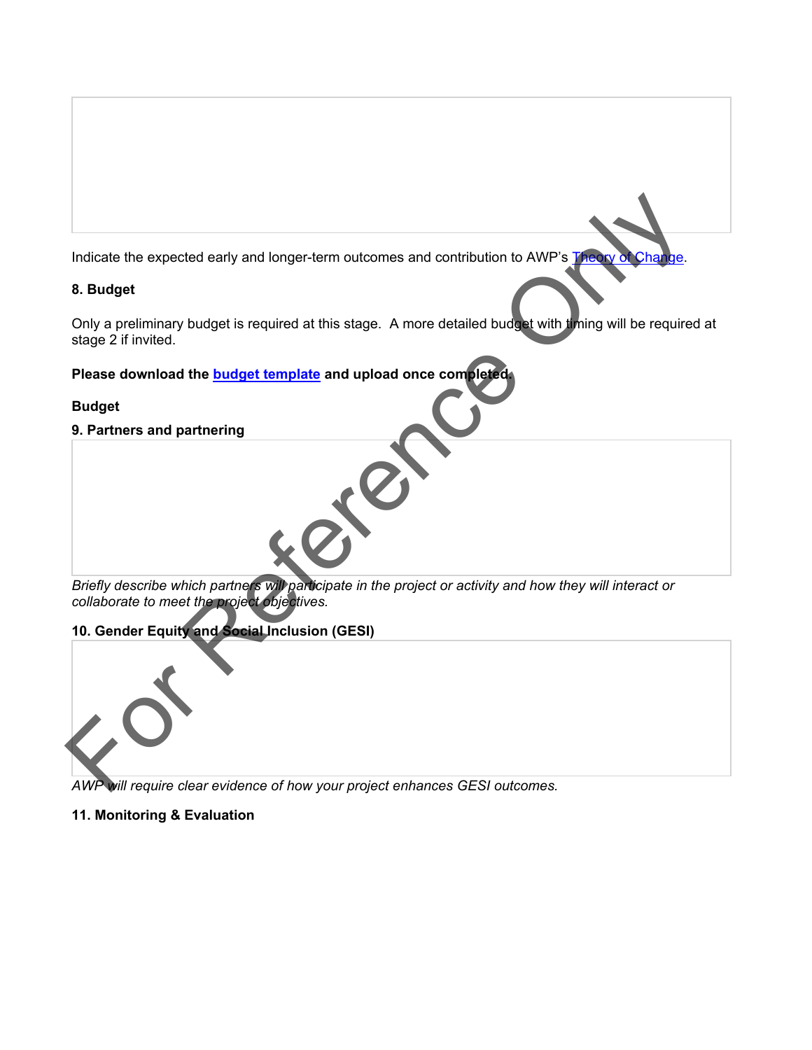Indicate the expected early and longer-term outcomes and contribution to AWP's Theory of Change.

**8. Budget**

Only a preliminary budget is required at this stage. A more detailed budget with timing will be required at stage 2 if invited.

**Please download the budget template and upload once completed.**

**Budget**

**9. Partners and partnering**

*Briefly describe which partners will participate in the project or activity and how they will interact or collaborate to meet the project objectives.*

**10. Gender Equity and Social Inclusion (GESI)**

*AWP will require clear evidence of how your project enhances GESI outcomes.*

**11. Monitoring & Evaluation**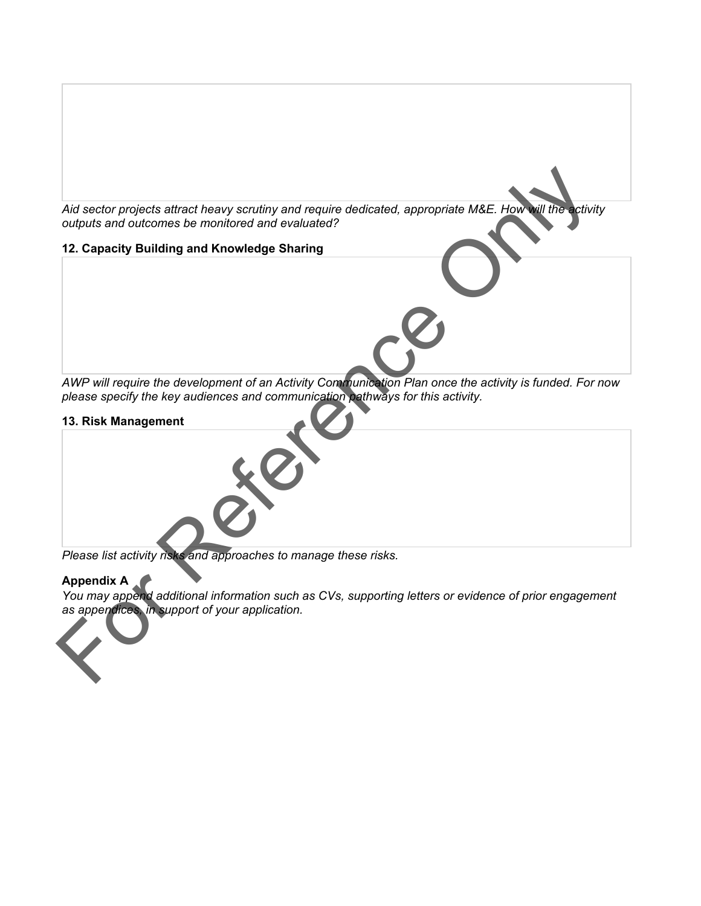*Aid sector projects attract heavy scrutiny and require dedicated, appropriate M&E. How will the activity outputs and outcomes be monitored and evaluated?*

### 12. Capacity Building and Knowledge Sharing

*AWP will require the development of an Activity Communication Plan once the activity is funded. For now please specify the key audiences and communication pathways for this activity.*

### 13. Risk Management

*Please list activity risks and approaches to manage these risks.*

### Appendix A

*You may append additional information such as CVs, supporting letters or evidence of prior engagement as appendices, in support of your application.*